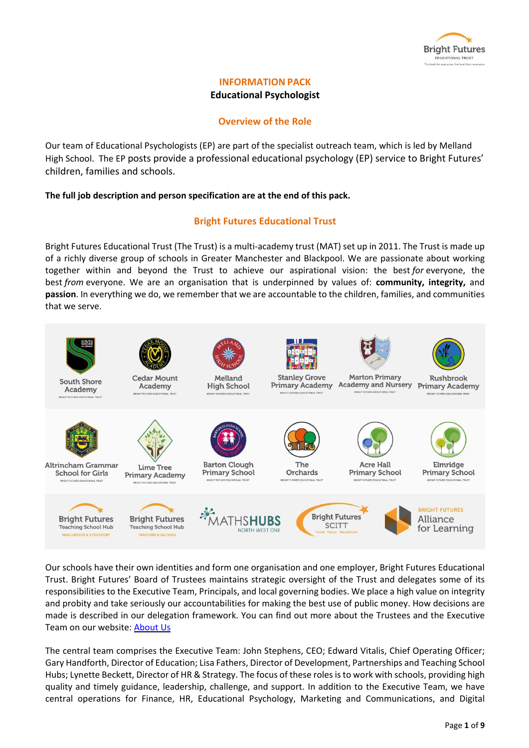# INFORMATION PACK

**Educational Psychologist**

## Overview of the Role

Our team of Educational Psychologists (EP) are part of the specialist outreach team, which is led by Melland High School. The EP posts provide a professional educational psychology (EP) service to Bright Futures' children, families and schools.

**The full job description and person specification are at the end of this pack.**

## Bright Futures Educational Trust

Bright Futures Educational Trust (The Trust) is a multi-academy trust (MAT) set up in 2011. The Trust is made up of a richly diverse group of schools in Greater Manchester and Blackpool. We are passionate about working together within and beyond the Trust to achieve our aspirational vision: the best *for* everyone, the best *from* everyone. We are an organisation that is underpinned by values of: **community, integrity,** and **passion**. In everything we do, we remember that we are accountable to the children, families, and communities that we serve.

South Shore Academy | Cedar Mount Academy | Melland High School | Stanley Grove Primary Academy | Marton Primary Academy and Nursery | Rushbrook Primary Academy

Altrincham Grammar School for Girls | Lime Tree Primary Academy | Barton Clough Primary School | The Orchards | Acre Hall Primary School | Elmridge Primary School

Bright Futures Teaching School Hub Manchester & Stockport | Bright Futures Teaching School Hub Trafford & Salford | Maths Hubs North West One | Bright Futures SCITT | Bright Futures Alliance for Learning

Our schools have their own identities and form one organisation and one employer, Bright Futures Educational Trust. Bright Futures' Board of Trustees maintains strategic oversight of the Trust and delegates some of its responsibilities to the Executive Team, Principals, and local governing bodies. We place a high value on integrity and probity and take seriously our accountabilities for making the best use of public money. How decisions are made is described in our delegation framework. You can find out more about the Trustees and the Executive Team on our website: About Us

The central team comprises the Executive Team: John Stephens, CEO; Edward Vitalis, Chief Operating Officer; Gary Handforth, Director of Education; Lisa Fathers, Director of Development, Partnerships and Teaching School Hubs; Lynette Beckett, Director of HR & Strategy. The focus of these roles is to work with schools, providing high quality and timely guidance, leadership, challenge, and support. In addition to the Executive Team, we have central operations for Finance, HR, Educational Psychology, Marketing and Communications, and Digital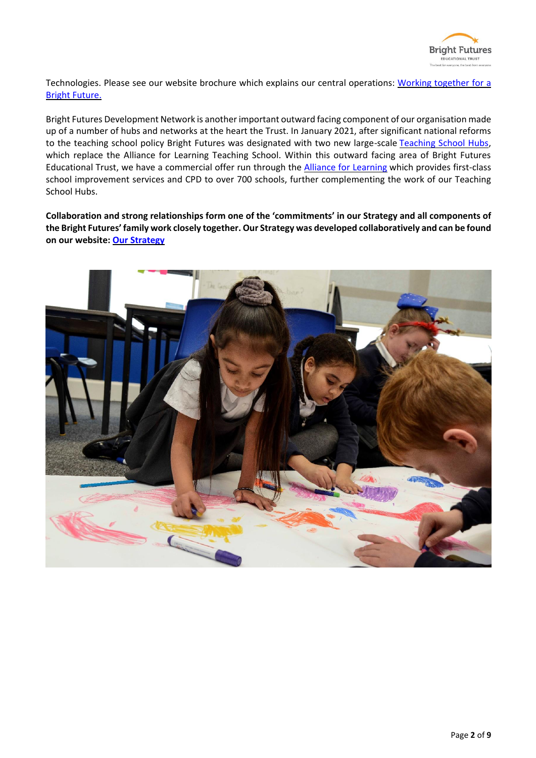Technologies. Please see our website brochure which explains our central operations: [Working together for a Bright Future.]

Bright Futures Development Network is another important outward facing component of our organisation made up of a number of hubs and networks at the heart the Trust. In January 2021, after significant national reforms to the teaching school policy Bright Futures was designated with two new large-scale [Teaching School Hubs], which replace the Alliance for Learning Teaching School. Within this outward facing area of Bright Futures Educational Trust, we have a commercial offer run through the [Alliance for Learning] which provides first-class school improvement services and CPD to over 700 schools, further complementing the work of our Teaching School Hubs.

**Collaboration and strong relationships form one of the 'commitments' in our Strategy and all components of the Bright Futures' family work closely together. Our Strategy was developed collaboratively and can be found on our website: [Our Strategy]**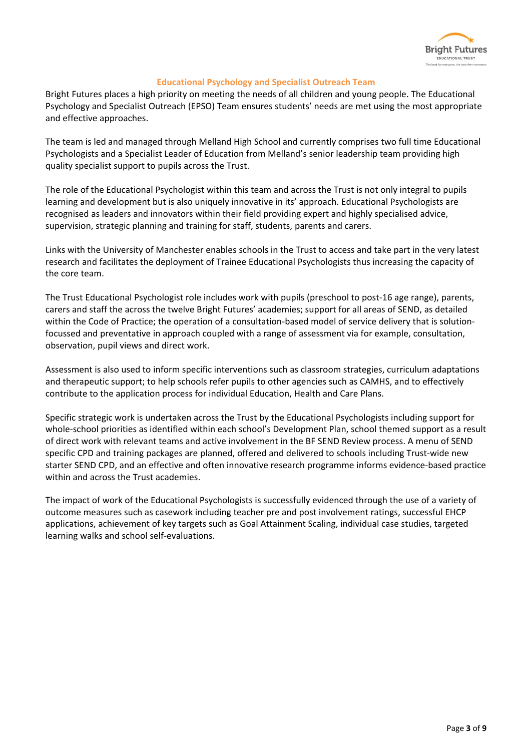## Educational Psychology and Specialist Outreach Team

Bright Futures places a high priority on meeting the needs of all children and young people. The Educational Psychology and Specialist Outreach (EPSO) Team ensures students' needs are met using the most appropriate and effective approaches.

The team is led and managed through Melland High School and currently comprises two full time Educational Psychologists and a Specialist Leader of Education from Melland's senior leadership team providing high quality specialist support to pupils across the Trust.

The role of the Educational Psychologist within this team and across the Trust is not only integral to pupils learning and development but is also uniquely innovative in its' approach. Educational Psychologists are recognised as leaders and innovators within their field providing expert and highly specialised advice, supervision, strategic planning and training for staff, students, parents and carers.

Links with the University of Manchester enables schools in the Trust to access and take part in the very latest research and facilitates the deployment of Trainee Educational Psychologists thus increasing the capacity of the core team.

The Trust Educational Psychologist role includes work with pupils (preschool to post-16 age range), parents, carers and staff the across the twelve Bright Futures' academies; support for all areas of SEND, as detailed within the Code of Practice; the operation of a consultation-based model of service delivery that is solution-focussed and preventative in approach coupled with a range of assessment via for example, consultation, observation, pupil views and direct work.

Assessment is also used to inform specific interventions such as classroom strategies, curriculum adaptations and therapeutic support; to help schools refer pupils to other agencies such as CAMHS, and to effectively contribute to the application process for individual Education, Health and Care Plans.

Specific strategic work is undertaken across the Trust by the Educational Psychologists including support for whole-school priorities as identified within each school's Development Plan, school themed support as a result of direct work with relevant teams and active involvement in the BF SEND Review process. A menu of SEND specific CPD and training packages are planned, offered and delivered to schools including Trust-wide new starter SEND CPD, and an effective and often innovative research programme informs evidence-based practice within and across the Trust academies.

The impact of work of the Educational Psychologists is successfully evidenced through the use of a variety of outcome measures such as casework including teacher pre and post involvement ratings, successful EHCP applications, achievement of key targets such as Goal Attainment Scaling, individual case studies, targeted learning walks and school self-evaluations.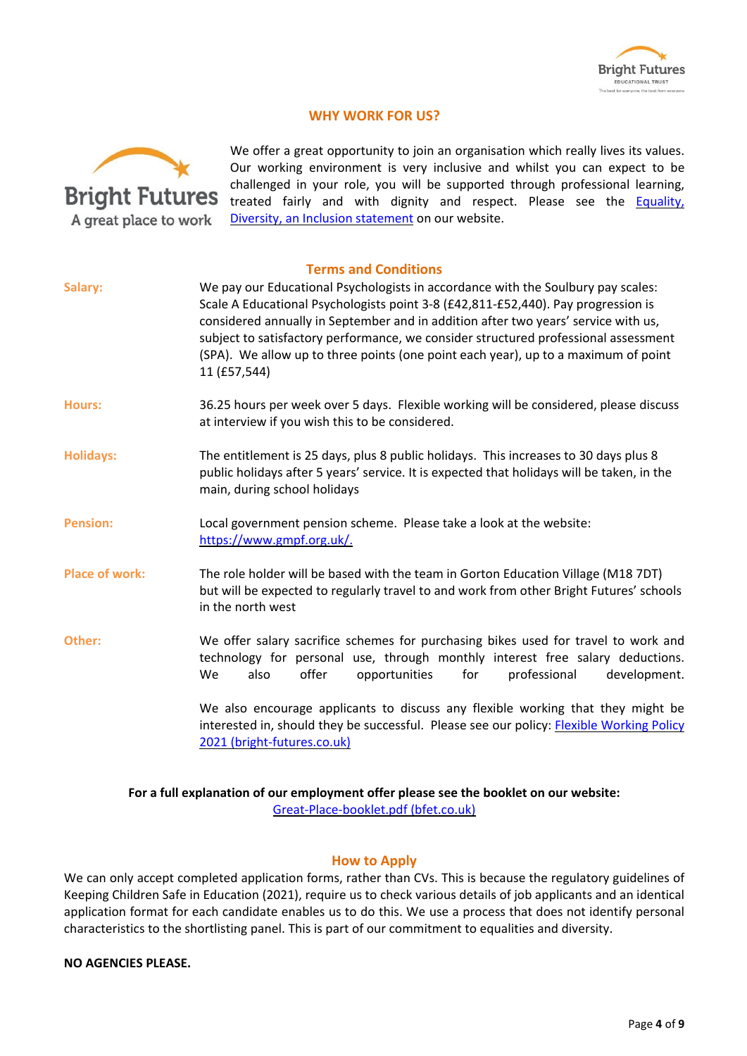## WHY WORK FOR US?

Bright Futures
A great place to work

We offer a great opportunity to join an organisation which really lives its values. Our working environment is very inclusive and whilst you can expect to be challenged in your role, you will be supported through professional learning, treated fairly and with dignity and respect. Please see the Equality, Diversity, an Inclusion statement on our website.

## Terms and Conditions

| | |
|---|---|
| **Salary:** | We pay our Educational Psychologists in accordance with the Soulbury pay scales: Scale A Educational Psychologists point 3-8 (£42,811-£52,440). Pay progression is considered annually in September and in addition after two years' service with us, subject to satisfactory performance, we consider structured professional assessment (SPA). We allow up to three points (one point each year), up to a maximum of point 11 (£57,544) |
| **Hours:** | 36.25 hours per week over 5 days. Flexible working will be considered, please discuss at interview if you wish this to be considered. |
| **Holidays:** | The entitlement is 25 days, plus 8 public holidays. This increases to 30 days plus 8 public holidays after 5 years' service. It is expected that holidays will be taken, in the main, during school holidays |
| **Pension:** | Local government pension scheme. Please take a look at the website: https://www.gmpf.org.uk/. |
| **Place of work:** | The role holder will be based with the team in Gorton Education Village (M18 7DT) but will be expected to regularly travel to and work from other Bright Futures' schools in the north west |
| **Other:** | We offer salary sacrifice schemes for purchasing bikes used for travel to work and technology for personal use, through monthly interest free salary deductions. We also offer opportunities for professional development.<br><br>We also encourage applicants to discuss any flexible working that they might be interested in, should they be successful. Please see our policy: Flexible Working Policy 2021 (bright-futures.co.uk) |

**For a full explanation of our employment offer please see the booklet on our website:**
Great-Place-booklet.pdf (bfet.co.uk)

## How to Apply

We can only accept completed application forms, rather than CVs. This is because the regulatory guidelines of Keeping Children Safe in Education (2021), require us to check various details of job applicants and an identical application format for each candidate enables us to do this. We use a process that does not identify personal characteristics to the shortlisting panel. This is part of our commitment to equalities and diversity.

**NO AGENCIES PLEASE.**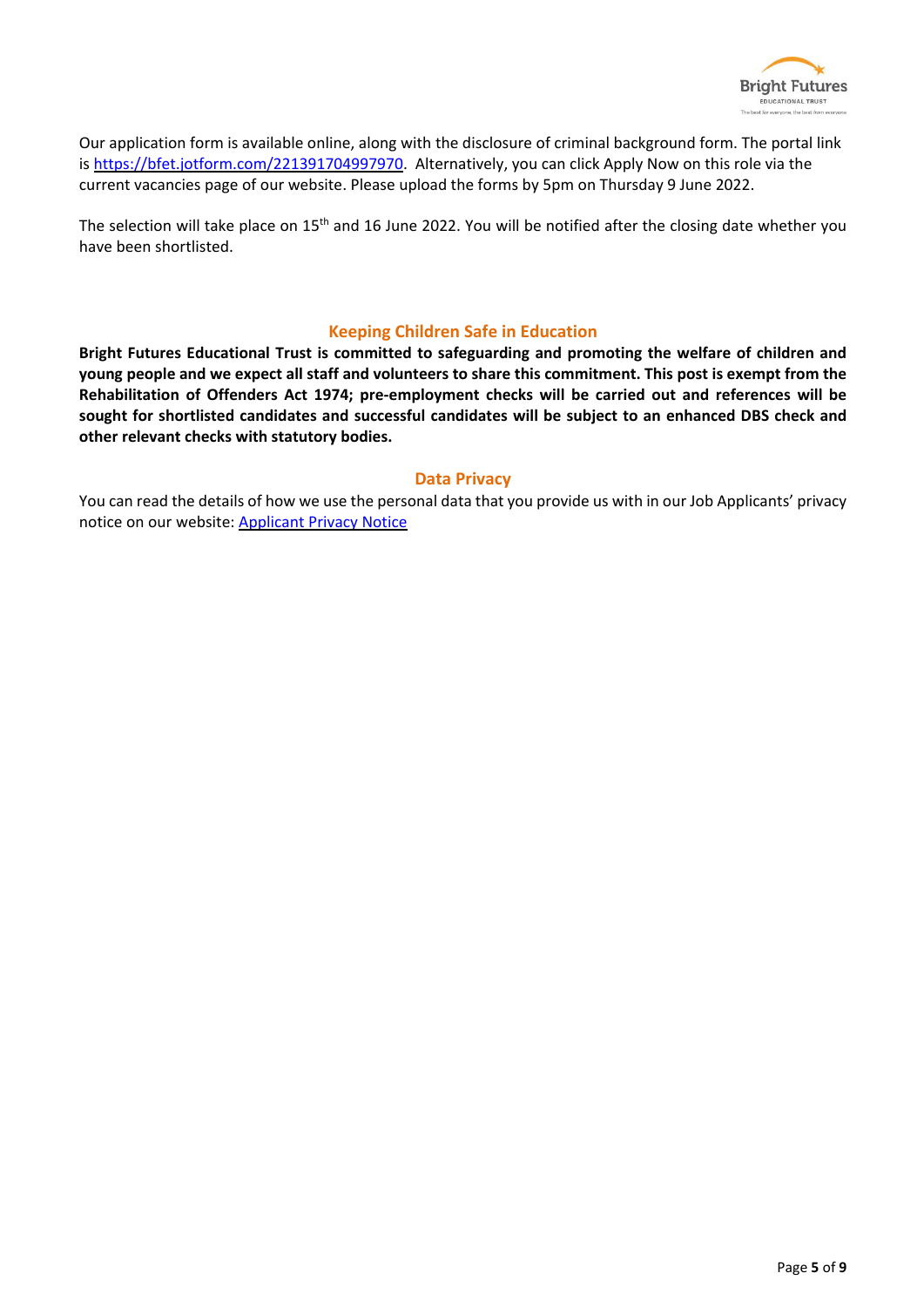Our application form is available online, along with the disclosure of criminal background form. The portal link is [https://bfet.jotform.com/221391704997970](https://bfet.jotform.com/221391704997970). Alternatively, you can click Apply Now on this role via the current vacancies page of our website. Please upload the forms by 5pm on Thursday 9 June 2022.

The selection will take place on 15th and 16 June 2022. You will be notified after the closing date whether you have been shortlisted.

## Keeping Children Safe in Education

**Bright Futures Educational Trust is committed to safeguarding and promoting the welfare of children and young people and we expect all staff and volunteers to share this commitment. This post is exempt from the Rehabilitation of Offenders Act 1974; pre-employment checks will be carried out and references will be sought for shortlisted candidates and successful candidates will be subject to an enhanced DBS check and other relevant checks with statutory bodies.**

## Data Privacy

You can read the details of how we use the personal data that you provide us with in our Job Applicants' privacy notice on our website: Applicant Privacy Notice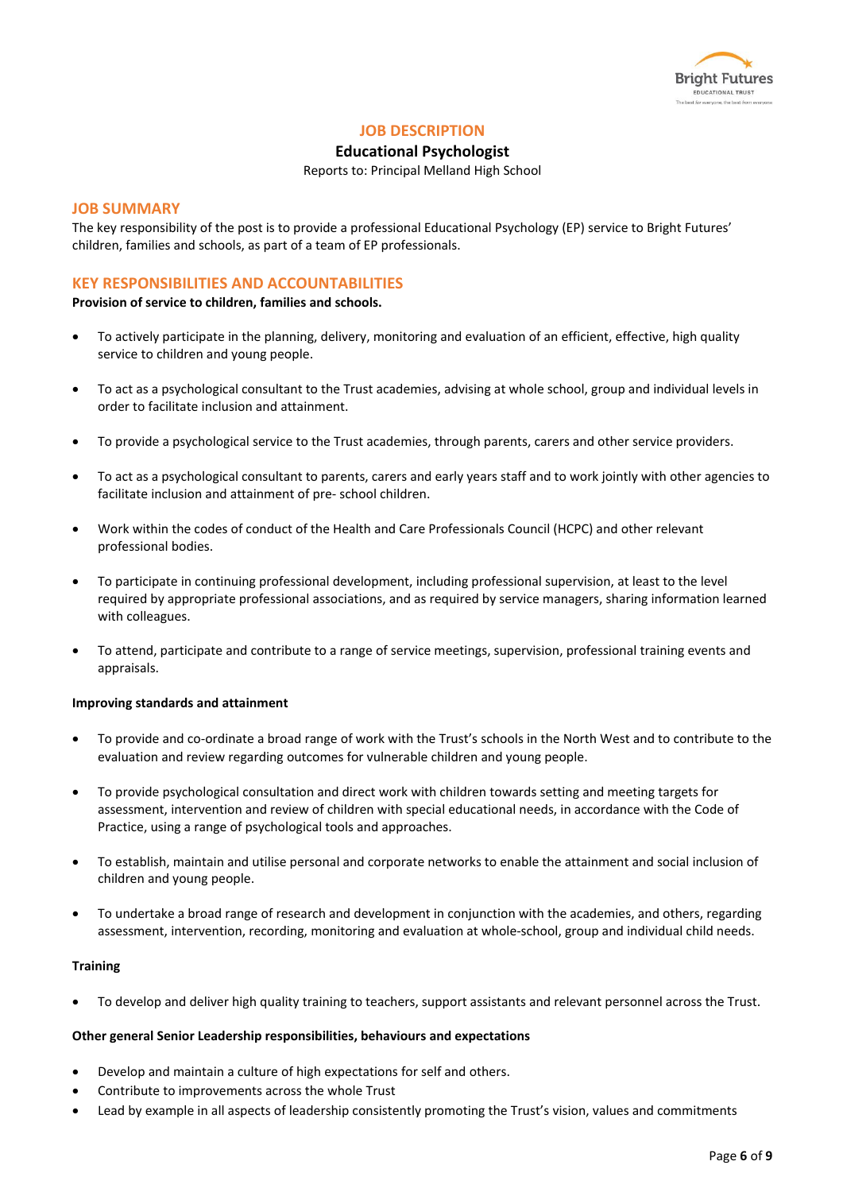## JOB DESCRIPTION

### Educational Psychologist

Reports to: Principal Melland High School

## JOB SUMMARY

The key responsibility of the post is to provide a professional Educational Psychology (EP) service to Bright Futures' children, families and schools, as part of a team of EP professionals.

## KEY RESPONSIBILITIES AND ACCOUNTABILITIES

**Provision of service to children, families and schools.**

- To actively participate in the planning, delivery, monitoring and evaluation of an efficient, effective, high quality service to children and young people.
- To act as a psychological consultant to the Trust academies, advising at whole school, group and individual levels in order to facilitate inclusion and attainment.
- To provide a psychological service to the Trust academies, through parents, carers and other service providers.
- To act as a psychological consultant to parents, carers and early years staff and to work jointly with other agencies to facilitate inclusion and attainment of pre- school children.
- Work within the codes of conduct of the Health and Care Professionals Council (HCPC) and other relevant professional bodies.
- To participate in continuing professional development, including professional supervision, at least to the level required by appropriate professional associations, and as required by service managers, sharing information learned with colleagues.
- To attend, participate and contribute to a range of service meetings, supervision, professional training events and appraisals.

**Improving standards and attainment**

- To provide and co-ordinate a broad range of work with the Trust's schools in the North West and to contribute to the evaluation and review regarding outcomes for vulnerable children and young people.
- To provide psychological consultation and direct work with children towards setting and meeting targets for assessment, intervention and review of children with special educational needs, in accordance with the Code of Practice, using a range of psychological tools and approaches.
- To establish, maintain and utilise personal and corporate networks to enable the attainment and social inclusion of children and young people.
- To undertake a broad range of research and development in conjunction with the academies, and others, regarding assessment, intervention, recording, monitoring and evaluation at whole-school, group and individual child needs.

**Training**

- To develop and deliver high quality training to teachers, support assistants and relevant personnel across the Trust.

**Other general Senior Leadership responsibilities, behaviours and expectations**

- Develop and maintain a culture of high expectations for self and others.
- Contribute to improvements across the whole Trust
- Lead by example in all aspects of leadership consistently promoting the Trust's vision, values and commitments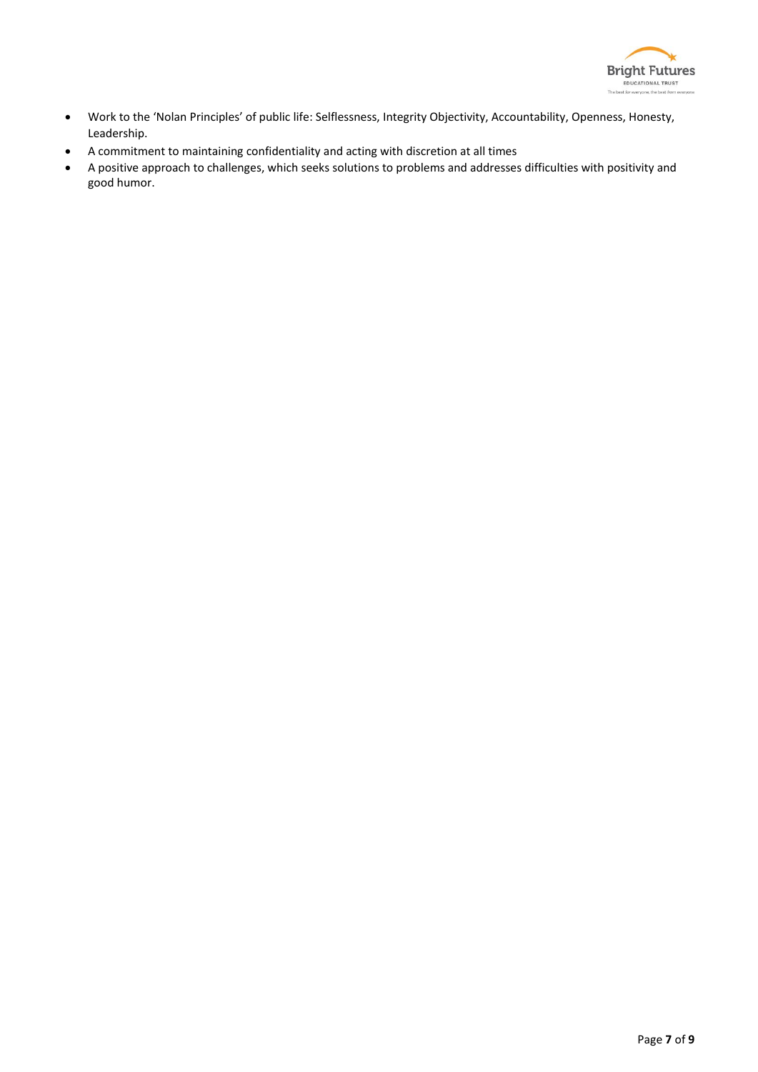- Work to the 'Nolan Principles' of public life: Selflessness, Integrity Objectivity, Accountability, Openness, Honesty, Leadership.
- A commitment to maintaining confidentiality and acting with discretion at all times
- A positive approach to challenges, which seeks solutions to problems and addresses difficulties with positivity and good humor.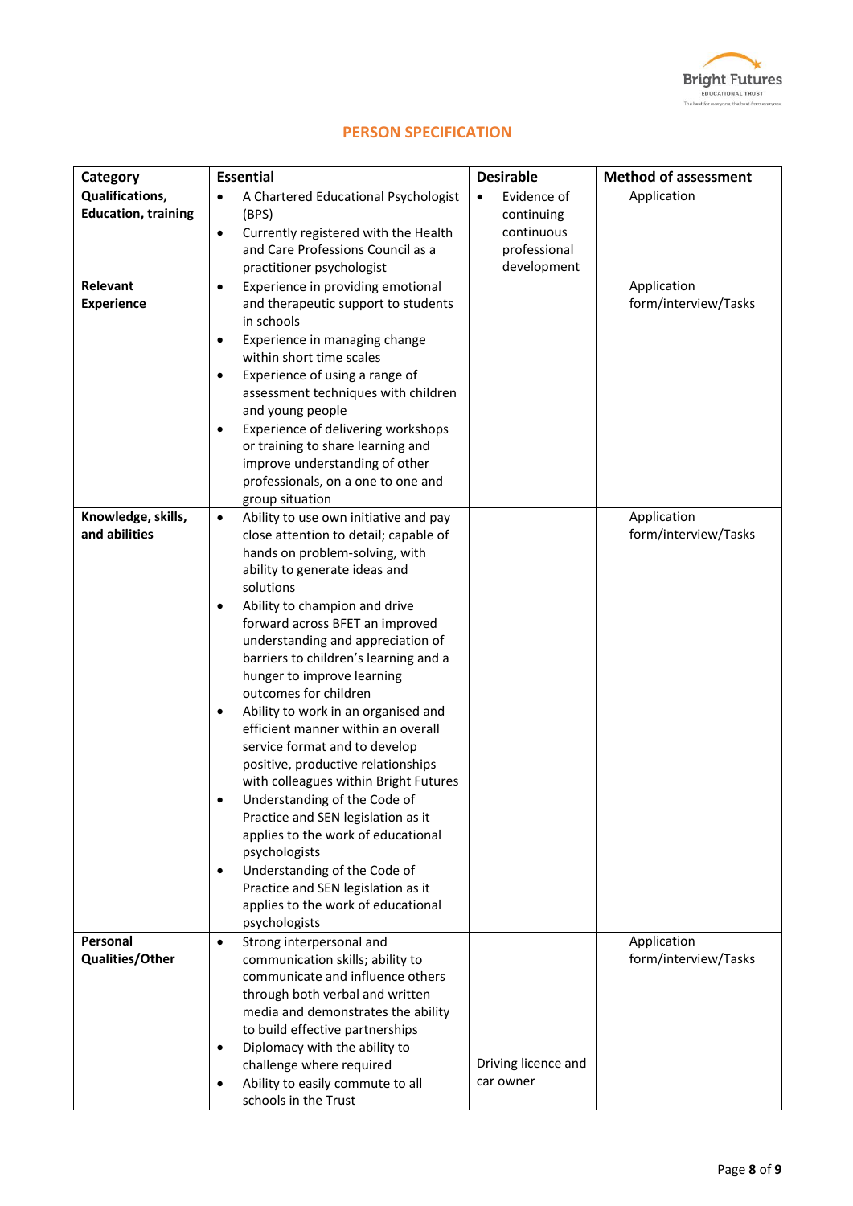## PERSON SPECIFICATION

| Category | Essential | Desirable | Method of assessment |
|---|---|---|---|
| **Qualifications, Education, training** | • A Chartered Educational Psychologist (BPS)<br>• Currently registered with the Health and Care Professions Council as a practitioner psychologist | • Evidence of continuing continuous professional development | Application |
| **Relevant Experience** | • Experience in providing emotional and therapeutic support to students in schools<br>• Experience in managing change within short time scales<br>• Experience of using a range of assessment techniques with children and young people<br>• Experience of delivering workshops or training to share learning and improve understanding of other professionals, on a one to one and group situation | | Application form/interview/Tasks |
| **Knowledge, skills, and abilities** | • Ability to use own initiative and pay close attention to detail; capable of hands on problem-solving, with ability to generate ideas and solutions<br>• Ability to champion and drive forward across BFET an improved understanding and appreciation of barriers to children's learning and a hunger to improve learning outcomes for children<br>• Ability to work in an organised and efficient manner within an overall service format and to develop positive, productive relationships with colleagues within Bright Futures<br>• Understanding of the Code of Practice and SEN legislation as it applies to the work of educational psychologists<br>• Understanding of the Code of Practice and SEN legislation as it applies to the work of educational psychologists | | Application form/interview/Tasks |
| **Personal Qualities/Other** | • Strong interpersonal and communication skills; ability to communicate and influence others through both verbal and written media and demonstrates the ability to build effective partnerships<br>• Diplomacy with the ability to challenge where required<br>• Ability to easily commute to all schools in the Trust | Driving licence and car owner | Application form/interview/Tasks |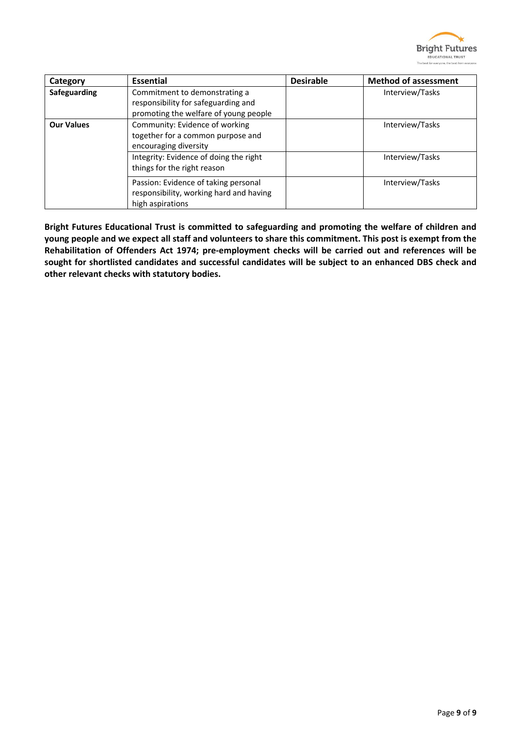| Category | Essential | Desirable | Method of assessment |
|---|---|---|---|
| **Safeguarding** | Commitment to demonstrating a responsibility for safeguarding and promoting the welfare of young people | | Interview/Tasks |
| **Our Values** | Community: Evidence of working together for a common purpose and encouraging diversity | | Interview/Tasks |
| | Integrity: Evidence of doing the right things for the right reason | | Interview/Tasks |
| | Passion: Evidence of taking personal responsibility, working hard and having high aspirations | | Interview/Tasks |

**Bright Futures Educational Trust is committed to safeguarding and promoting the welfare of children and young people and we expect all staff and volunteers to share this commitment. This post is exempt from the Rehabilitation of Offenders Act 1974; pre-employment checks will be carried out and references will be sought for shortlisted candidates and successful candidates will be subject to an enhanced DBS check and other relevant checks with statutory bodies.**